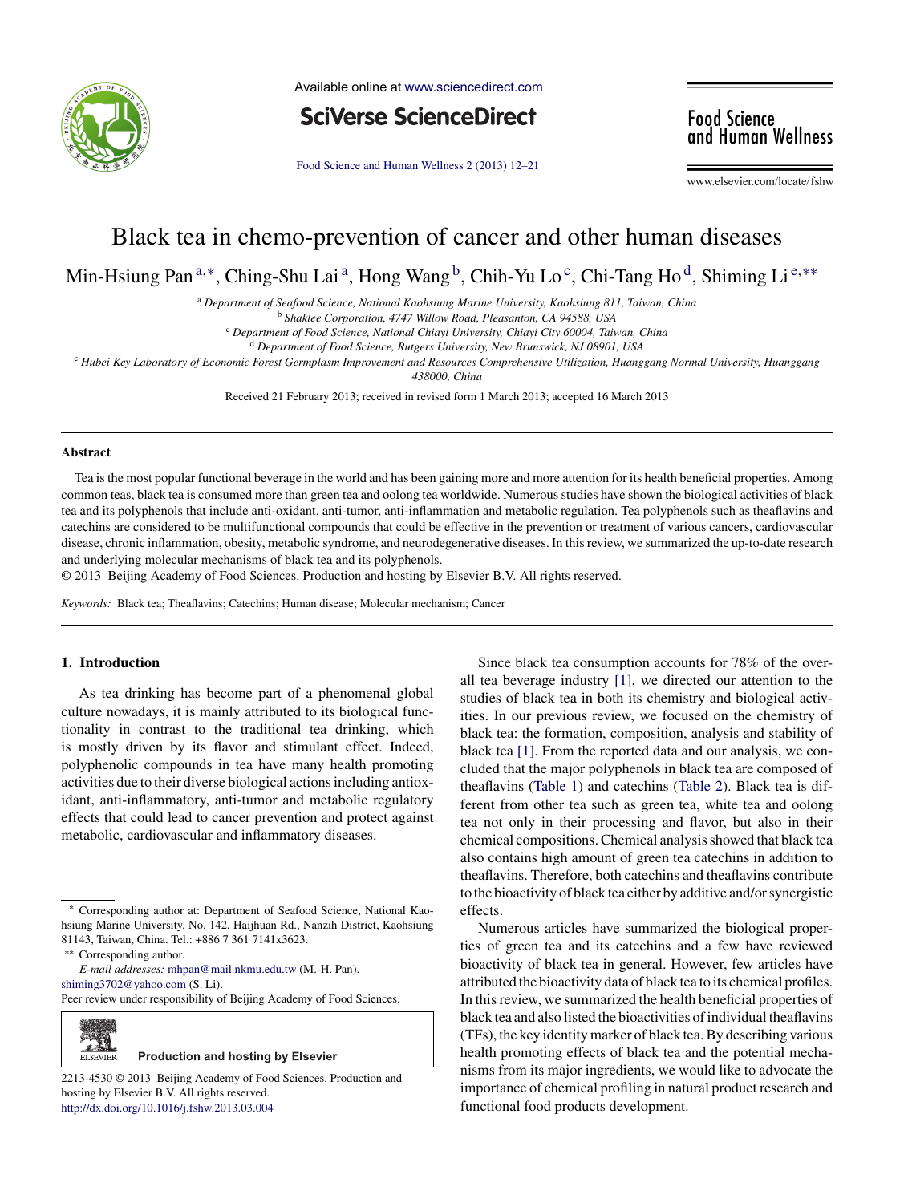# Black tea in chemo-prevention of cancer and other human diseases

Min-Hsiung Pan[a,*], Ching-Shu Lai[a], Hong Wang[b], Chih-Yu Lo[c], Chi-Tang Ho[d], Shiming Li[e,**]

[a] Department of Seafood Science, National Kaohsiung Marine University, Kaohsiung 811, Taiwan, China

[b] Shaklee Corporation, 4747 Willow Road, Pleasanton, CA 94588, USA

[c] Department of Food Science, National Chiayi University, Chiayi City 60004, Taiwan, China

[d] Department of Food Science, Rutgers University, New Brunswick, NJ 08901, USA

[e] Hubei Key Laboratory of Economic Forest Germplasm Improvement and Resources Comprehensive Utilization, Huanggang Normal University, Huanggang 438000, China

Received 21 February 2013; received in revised form 1 March 2013; accepted 16 March 2013

## Abstract

Tea is the most popular functional beverage in the world and has been gaining more and more attention for its health beneficial properties. Among common teas, black tea is consumed more than green tea and oolong tea worldwide. Numerous studies have shown the biological activities of black tea and its polyphenols that include anti-oxidant, anti-tumor, anti-inflammation and metabolic regulation. Tea polyphenols such as theaflavins and catechins are considered to be multifunctional compounds that could be effective in the prevention or treatment of various cancers, cardiovascular disease, chronic inflammation, obesity, metabolic syndrome, and neurodegenerative diseases. In this review, we summarized the up-to-date research and underlying molecular mechanisms of black tea and its polyphenols.

© 2013 Beijing Academy of Food Sciences. Production and hosting by Elsevier B.V. All rights reserved.

*Keywords:* Black tea; Theaflavins; Catechins; Human disease; Molecular mechanism; Cancer

## 1. Introduction

As tea drinking has become part of a phenomenal global culture nowadays, it is mainly attributed to its biological functionality in contrast to the traditional tea drinking, which is mostly driven by its flavor and stimulant effect. Indeed, polyphenolic compounds in tea have many health promoting activities due to their diverse biological actions including antioxidant, anti-inflammatory, anti-tumor and metabolic regulatory effects that could lead to cancer prevention and protect against metabolic, cardiovascular and inflammatory diseases.

Since black tea consumption accounts for 78% of the overall tea beverage industry [1], we directed our attention to the studies of black tea in both its chemistry and biological activities. In our previous review, we focused on the chemistry of black tea: the formation, composition, analysis and stability of black tea [1]. From the reported data and our analysis, we concluded that the major polyphenols in black tea are composed of theaflavins (Table 1) and catechins (Table 2). Black tea is different from other tea such as green tea, white tea and oolong tea not only in their processing and flavor, but also in their chemical compositions. Chemical analysis showed that black tea also contains high amount of green tea catechins in addition to theaflavins. Therefore, both catechins and theaflavins contribute to the bioactivity of black tea either by additive and/or synergistic effects.

Numerous articles have summarized the biological properties of green tea and its catechins and a few have reviewed bioactivity of black tea in general. However, few articles have attributed the bioactivity data of black tea to its chemical profiles. In this review, we summarized the health beneficial properties of black tea and also listed the bioactivities of individual theaflavins (TFs), the key identity marker of black tea. By describing various health promoting effects of black tea and the potential mechanisms from its major ingredients, we would like to advocate the importance of chemical profiling in natural product research and functional food products development.

---

\* Corresponding author at: Department of Seafood Science, National Kaohsiung Marine University, No. 142, Haijhuan Rd., Nanzih District, Kaohsiung 81143, Taiwan, China. Tel.: +886 7 361 7141x3623.

\*\* Corresponding author.

*E-mail addresses:* mhpan@mail.nkmu.edu.tw (M.-H. Pan), shiming3702@yahoo.com (S. Li).

Peer review under responsibility of Beijing Academy of Food Sciences.

Production and hosting by Elsevier

2213-4530 © 2013 Beijing Academy of Food Sciences. Production and hosting by Elsevier B.V. All rights reserved.

http://dx.doi.org/10.1016/j.fshw.2013.03.004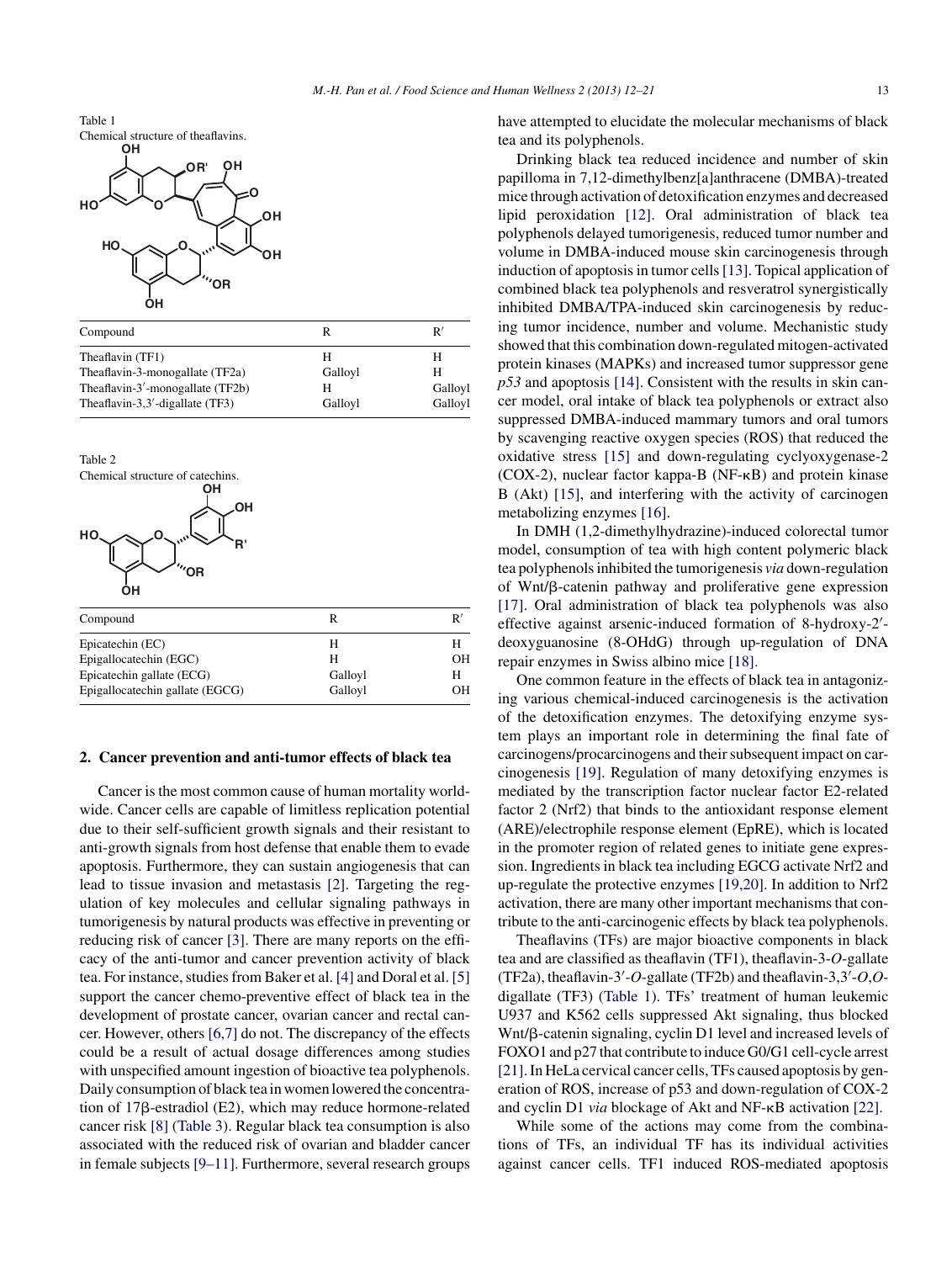Table 1
Chemical structure of theaflavins.

| Compound | R | R′ |
|---|---|---|
| Theaflavin (TF1) | H | H |
| Theaflavin-3-monogallate (TF2a) | Galloyl | H |
| Theaflavin-3′-monogallate (TF2b) | H | Galloyl |
| Theaflavin-3,3′-digallate (TF3) | Galloyl | Galloyl |

Table 2
Chemical structure of catechins.

| Compound | R | R′ |
|---|---|---|
| Epicatechin (EC) | H | H |
| Epigallocatechin (EGC) | H | OH |
| Epicatechin gallate (ECG) | Galloyl | H |
| Epigallocatechin gallate (EGCG) | Galloyl | OH |

## 2. Cancer prevention and anti-tumor effects of black tea

Cancer is the most common cause of human mortality worldwide. Cancer cells are capable of limitless replication potential due to their self-sufficient growth signals and their resistant to anti-growth signals from host defense that enable them to evade apoptosis. Furthermore, they can sustain angiogenesis that can lead to tissue invasion and metastasis [2]. Targeting the regulation of key molecules and cellular signaling pathways in tumorigenesis by natural products was effective in preventing or reducing risk of cancer [3]. There are many reports on the efficacy of the anti-tumor and cancer prevention activity of black tea. For instance, studies from Baker et al. [4] and Doral et al. [5] support the cancer chemo-preventive effect of black tea in the development of prostate cancer, ovarian cancer and rectal cancer. However, others [6,7] do not. The discrepancy of the effects could be a result of actual dosage differences among studies with unspecified amount ingestion of bioactive tea polyphenols. Daily consumption of black tea in women lowered the concentration of 17β-estradiol (E2), which may reduce hormone-related cancer risk [8] (Table 3). Regular black tea consumption is also associated with the reduced risk of ovarian and bladder cancer in female subjects [9–11]. Furthermore, several research groups have attempted to elucidate the molecular mechanisms of black tea and its polyphenols.

Drinking black tea reduced incidence and number of skin papilloma in 7,12-dimethylbenz[a]anthracene (DMBA)-treated mice through activation of detoxification enzymes and decreased lipid peroxidation [12]. Oral administration of black tea polyphenols delayed tumorigenesis, reduced tumor number and volume in DMBA-induced mouse skin carcinogenesis through induction of apoptosis in tumor cells [13]. Topical application of combined black tea polyphenols and resveratrol synergistically inhibited DMBA/TPA-induced skin carcinogenesis by reducing tumor incidence, number and volume. Mechanistic study showed that this combination down-regulated mitogen-activated protein kinases (MAPKs) and increased tumor suppressor gene *p53* and apoptosis [14]. Consistent with the results in skin cancer model, oral intake of black tea polyphenols or extract also suppressed DMBA-induced mammary tumors and oral tumors by scavenging reactive oxygen species (ROS) that reduced the oxidative stress [15] and down-regulating cyclyoxygenase-2 (COX-2), nuclear factor kappa-B (NF-κB) and protein kinase B (Akt) [15], and interfering with the activity of carcinogen metabolizing enzymes [16].

In DMH (1,2-dimethylhydrazine)-induced colorectal tumor model, consumption of tea with high content polymeric black tea polyphenols inhibited the tumorigenesis *via* down-regulation of Wnt/β-catenin pathway and proliferative gene expression [17]. Oral administration of black tea polyphenols was also effective against arsenic-induced formation of 8-hydroxy-2′-deoxyguanosine (8-OHdG) through up-regulation of DNA repair enzymes in Swiss albino mice [18].

One common feature in the effects of black tea in antagonizing various chemical-induced carcinogenesis is the activation of the detoxification enzymes. The detoxifying enzyme system plays an important role in determining the final fate of carcinogens/procarcinogens and their subsequent impact on carcinogenesis [19]. Regulation of many detoxifying enzymes is mediated by the transcription factor nuclear factor E2-related factor 2 (Nrf2) that binds to the antioxidant response element (ARE)/electrophile response element (EpRE), which is located in the promoter region of related genes to initiate gene expression. Ingredients in black tea including EGCG activate Nrf2 and up-regulate the protective enzymes [19,20]. In addition to Nrf2 activation, there are many other important mechanisms that contribute to the anti-carcinogenic effects by black tea polyphenols.

Theaflavins (TFs) are major bioactive components in black tea and are classified as theaflavin (TF1), theaflavin-3-*O*-gallate (TF2a), theaflavin-3′-*O*-gallate (TF2b) and theaflavin-3,3′-*O*,*O*-digallate (TF3) (Table 1). TFs' treatment of human leukemic U937 and K562 cells suppressed Akt signaling, thus blocked Wnt/β-catenin signaling, cyclin D1 level and increased levels of FOXO1 and p27 that contribute to induce G0/G1 cell-cycle arrest [21]. In HeLa cervical cancer cells, TFs caused apoptosis by generation of ROS, increase of p53 and down-regulation of COX-2 and cyclin D1 *via* blockage of Akt and NF-κB activation [22].

While some of the actions may come from the combinations of TFs, an individual TF has its individual activities against cancer cells. TF1 induced ROS-mediated apoptosis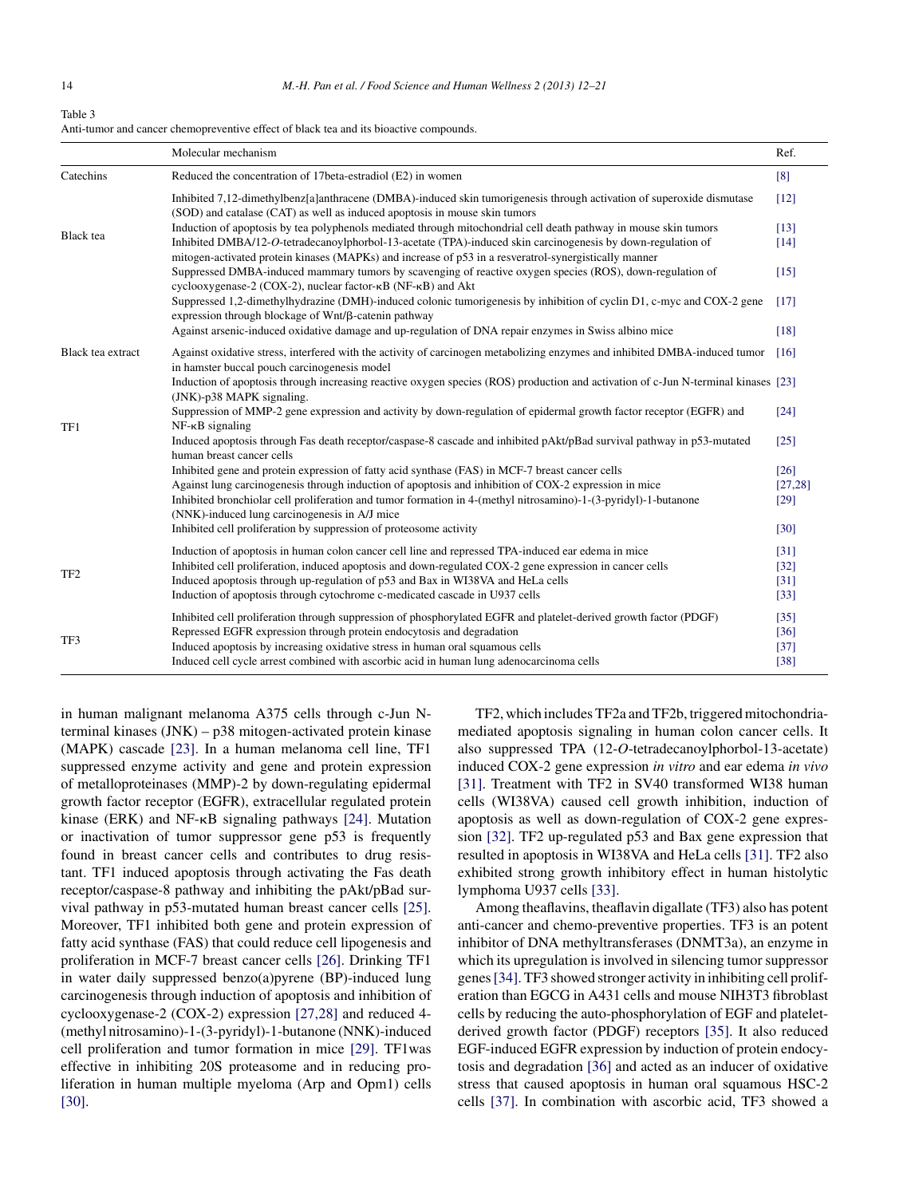Table 3
Anti-tumor and cancer chemopreventive effect of black tea and its bioactive compounds.

| | Molecular mechanism | Ref. |
|---|---|---|
| Catechins | Reduced the concentration of 17beta-estradiol (E2) in women | [8] |
| Black tea | Inhibited 7,12-dimethylbenz[a]anthracene (DMBA)-induced skin tumorigenesis through activation of superoxide dismutase (SOD) and catalase (CAT) as well as induced apoptosis in mouse skin tumors | [12] |
| | Induction of apoptosis by tea polyphenols mediated through mitochondrial cell death pathway in mouse skin tumors | [13] |
| | Inhibited DMBA/12-*O*-tetradecanoylphorbol-13-acetate (TPA)-induced skin carcinogenesis by down-regulation of mitogen-activated protein kinases (MAPKs) and increase of p53 in a resveratrol-synergistically manner | [14] |
| | Suppressed DMBA-induced mammary tumors by scavenging of reactive oxygen species (ROS), down-regulation of cyclooxygenase-2 (COX-2), nuclear factor-κB (NF-κB) and Akt | [15] |
| | Suppressed 1,2-dimethylhydrazine (DMH)-induced colonic tumorigenesis by inhibition of cyclin D1, c-myc and COX-2 gene expression through blockage of Wnt/β-catenin pathway | [17] |
| | Against arsenic-induced oxidative damage and up-regulation of DNA repair enzymes in Swiss albino mice | [18] |
| Black tea extract | Against oxidative stress, interfered with the activity of carcinogen metabolizing enzymes and inhibited DMBA-induced tumor in hamster buccal pouch carcinogenesis model | [16] |
| TF1 | Induction of apoptosis through increasing reactive oxygen species (ROS) production and activation of c-Jun N-terminal kinases (JNK)-p38 MAPK signaling. | [23] |
| | Suppression of MMP-2 gene expression and activity by down-regulation of epidermal growth factor receptor (EGFR) and NF-κB signaling | [24] |
| | Induced apoptosis through Fas death receptor/caspase-8 cascade and inhibited pAkt/pBad survival pathway in p53-mutated human breast cancer cells | [25] |
| | Inhibited gene and protein expression of fatty acid synthase (FAS) in MCF-7 breast cancer cells | [26] |
| | Against lung carcinogenesis through induction of apoptosis and inhibition of COX-2 expression in mice | [27,28] |
| | Inhibited bronchiolar cell proliferation and tumor formation in 4-(methyl nitrosamino)-1-(3-pyridyl)-1-butanone (NNK)-induced lung carcinogenesis in A/J mice | [29] |
| | Inhibited cell proliferation by suppression of proteosome activity | [30] |
| TF2 | Induction of apoptosis in human colon cancer cell line and repressed TPA-induced ear edema in mice | [31] |
| | Inhibited cell proliferation, induced apoptosis and down-regulated COX-2 gene expression in cancer cells | [32] |
| | Induced apoptosis through up-regulation of p53 and Bax in WI38VA and HeLa cells | [31] |
| | Induction of apoptosis through cytochrome c-medicated cascade in U937 cells | [33] |
| TF3 | Inhibited cell proliferation through suppression of phosphorylated EGFR and platelet-derived growth factor (PDGF) | [35] |
| | Repressed EGFR expression through protein endocytosis and degradation | [36] |
| | Induced apoptosis by increasing oxidative stress in human oral squamous cells | [37] |
| | Induced cell cycle arrest combined with ascorbic acid in human lung adenocarcinoma cells | [38] |

in human malignant melanoma A375 cells through c-Jun N-terminal kinases (JNK) – p38 mitogen-activated protein kinase (MAPK) cascade [23]. In a human melanoma cell line, TF1 suppressed enzyme activity and gene and protein expression of metalloproteinases (MMP)-2 by down-regulating epidermal growth factor receptor (EGFR), extracellular regulated protein kinase (ERK) and NF-κB signaling pathways [24]. Mutation or inactivation of tumor suppressor gene p53 is frequently found in breast cancer cells and contributes to drug resistant. TF1 induced apoptosis through activating the Fas death receptor/caspase-8 pathway and inhibiting the pAkt/pBad survival pathway in p53-mutated human breast cancer cells [25]. Moreover, TF1 inhibited both gene and protein expression of fatty acid synthase (FAS) that could reduce cell lipogenesis and proliferation in MCF-7 breast cancer cells [26]. Drinking TF1 in water daily suppressed benzo(a)pyrene (BP)-induced lung carcinogenesis through induction of apoptosis and inhibition of cyclooxygenase-2 (COX-2) expression [27,28] and reduced 4-(methyl nitrosamino)-1-(3-pyridyl)-1-butanone (NNK)-induced cell proliferation and tumor formation in mice [29]. TF1was effective in inhibiting 20S proteasome and in reducing proliferation in human multiple myeloma (Arp and Opm1) cells [30].

TF2, which includes TF2a and TF2b, triggered mitochondria-mediated apoptosis signaling in human colon cancer cells. It also suppressed TPA (12-*O*-tetradecanoylphorbol-13-acetate) induced COX-2 gene expression *in vitro* and ear edema *in vivo* [31]. Treatment with TF2 in SV40 transformed WI38 human cells (WI38VA) caused cell growth inhibition, induction of apoptosis as well as down-regulation of COX-2 gene expression [32]. TF2 up-regulated p53 and Bax gene expression that resulted in apoptosis in WI38VA and HeLa cells [31]. TF2 also exhibited strong growth inhibitory effect in human histolytic lymphoma U937 cells [33].

Among theaflavins, theaflavin digallate (TF3) also has potent anti-cancer and chemo-preventive properties. TF3 is an potent inhibitor of DNA methyltransferases (DNMT3a), an enzyme in which its upregulation is involved in silencing tumor suppressor genes [34]. TF3 showed stronger activity in inhibiting cell proliferation than EGCG in A431 cells and mouse NIH3T3 fibroblast cells by reducing the auto-phosphorylation of EGF and platelet-derived growth factor (PDGF) receptors [35]. It also reduced EGF-induced EGFR expression by induction of protein endocytosis and degradation [36] and acted as an inducer of oxidative stress that caused apoptosis in human oral squamous HSC-2 cells [37]. In combination with ascorbic acid, TF3 showed a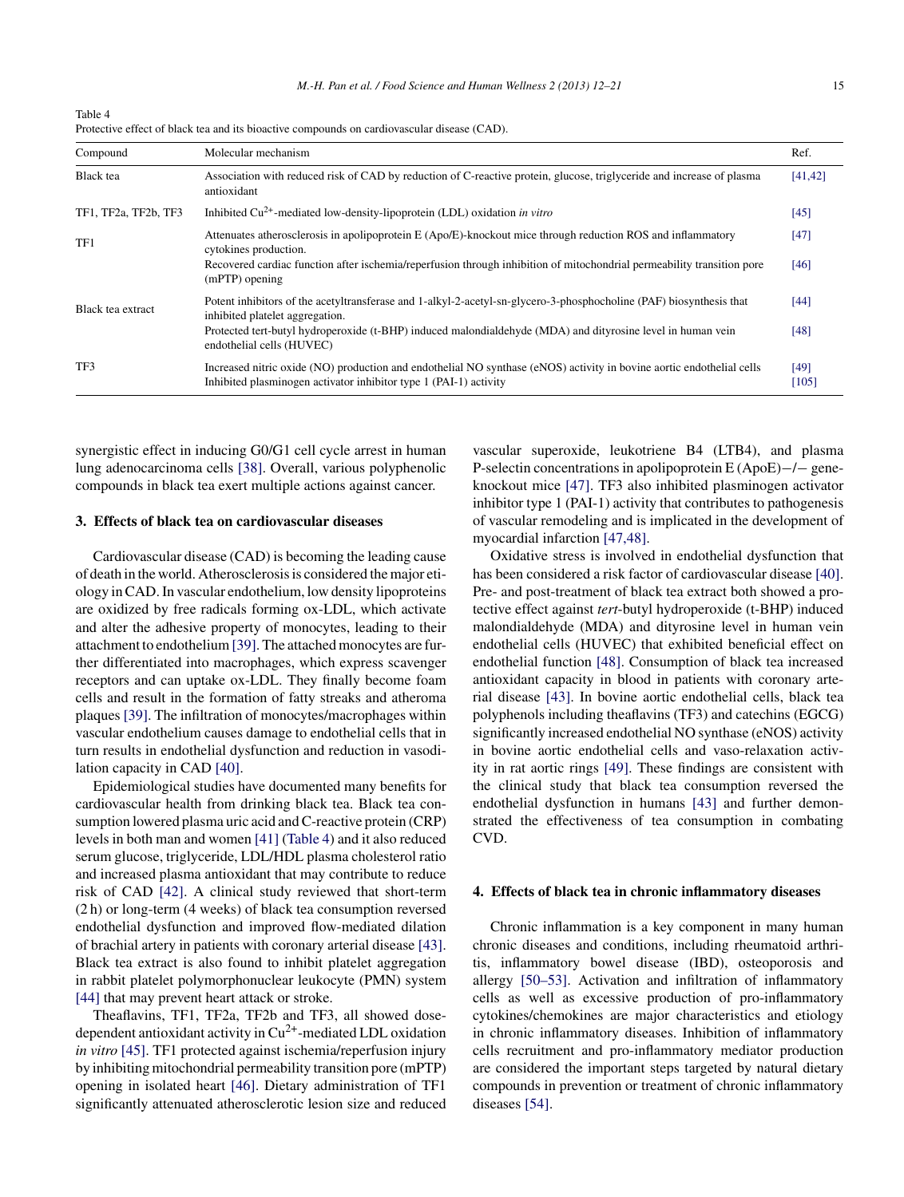Table 4
Protective effect of black tea and its bioactive compounds on cardiovascular disease (CAD).

| Compound | Molecular mechanism | Ref. |
|---|---|---|
| Black tea | Association with reduced risk of CAD by reduction of C-reactive protein, glucose, triglyceride and increase of plasma antioxidant | [41,42] |
| TF1, TF2a, TF2b, TF3 | Inhibited $Cu^{2+}$-mediated low-density-lipoprotein (LDL) oxidation *in vitro* | [45] |
| TF1 | Attenuates atherosclerosis in apolipoprotein E (Apo/E)-knockout mice through reduction ROS and inflammatory cytokines production. | [47] |
| | Recovered cardiac function after ischemia/reperfusion through inhibition of mitochondrial permeability transition pore (mPTP) opening | [46] |
| Black tea extract | Potent inhibitors of the acetyltransferase and 1-alkyl-2-acetyl-sn-glycero-3-phosphocholine (PAF) biosynthesis that inhibited platelet aggregation. | [44] |
| | Protected tert-butyl hydroperoxide (t-BHP) induced malondialdehyde (MDA) and dityrosine level in human vein endothelial cells (HUVEC) | [48] |
| TF3 | Increased nitric oxide (NO) production and endothelial NO synthase (eNOS) activity in bovine aortic endothelial cells | [49] |
| | Inhibited plasminogen activator inhibitor type 1 (PAI-1) activity | [105] |

synergistic effect in inducing G0/G1 cell cycle arrest in human lung adenocarcinoma cells [38]. Overall, various polyphenolic compounds in black tea exert multiple actions against cancer.

## 3. Effects of black tea on cardiovascular diseases

Cardiovascular disease (CAD) is becoming the leading cause of death in the world. Atherosclerosis is considered the major etiology in CAD. In vascular endothelium, low density lipoproteins are oxidized by free radicals forming ox-LDL, which activate and alter the adhesive property of monocytes, leading to their attachment to endothelium [39]. The attached monocytes are further differentiated into macrophages, which express scavenger receptors and can uptake ox-LDL. They finally become foam cells and result in the formation of fatty streaks and atheroma plaques [39]. The infiltration of monocytes/macrophages within vascular endothelium causes damage to endothelial cells that in turn results in endothelial dysfunction and reduction in vasodilation capacity in CAD [40].

Epidemiological studies have documented many benefits for cardiovascular health from drinking black tea. Black tea consumption lowered plasma uric acid and C-reactive protein (CRP) levels in both man and women [41] (Table 4) and it also reduced serum glucose, triglyceride, LDL/HDL plasma cholesterol ratio and increased plasma antioxidant that may contribute to reduce risk of CAD [42]. A clinical study reviewed that short-term (2 h) or long-term (4 weeks) of black tea consumption reversed endothelial dysfunction and improved flow-mediated dilation of brachial artery in patients with coronary arterial disease [43]. Black tea extract is also found to inhibit platelet aggregation in rabbit platelet polymorphonuclear leukocyte (PMN) system [44] that may prevent heart attack or stroke.

Theaflavins, TF1, TF2a, TF2b and TF3, all showed dose-dependent antioxidant activity in $Cu^{2+}$-mediated LDL oxidation *in vitro* [45]. TF1 protected against ischemia/reperfusion injury by inhibiting mitochondrial permeability transition pore (mPTP) opening in isolated heart [46]. Dietary administration of TF1 significantly attenuated atherosclerotic lesion size and reduced vascular superoxide, leukotriene B4 (LTB4), and plasma P-selectin concentrations in apolipoprotein E (ApoE)−/− gene-knockout mice [47]. TF3 also inhibited plasminogen activator inhibitor type 1 (PAI-1) activity that contributes to pathogenesis of vascular remodeling and is implicated in the development of myocardial infarction [47,48].

Oxidative stress is involved in endothelial dysfunction that has been considered a risk factor of cardiovascular disease [40]. Pre- and post-treatment of black tea extract both showed a protective effect against *tert*-butyl hydroperoxide (t-BHP) induced malondialdehyde (MDA) and dityrosine level in human vein endothelial cells (HUVEC) that exhibited beneficial effect on endothelial function [48]. Consumption of black tea increased antioxidant capacity in blood in patients with coronary arterial disease [43]. In bovine aortic endothelial cells, black tea polyphenols including theaflavins (TF3) and catechins (EGCG) significantly increased endothelial NO synthase (eNOS) activity in bovine aortic endothelial cells and vaso-relaxation activity in rat aortic rings [49]. These findings are consistent with the clinical study that black tea consumption reversed the endothelial dysfunction in humans [43] and further demonstrated the effectiveness of tea consumption in combating CVD.

## 4. Effects of black tea in chronic inflammatory diseases

Chronic inflammation is a key component in many human chronic diseases and conditions, including rheumatoid arthritis, inflammatory bowel disease (IBD), osteoporosis and allergy [50–53]. Activation and infiltration of inflammatory cells as well as excessive production of pro-inflammatory cytokines/chemokines are major characteristics and etiology in chronic inflammatory diseases. Inhibition of inflammatory cells recruitment and pro-inflammatory mediator production are considered the important steps targeted by natural dietary compounds in prevention or treatment of chronic inflammatory diseases [54].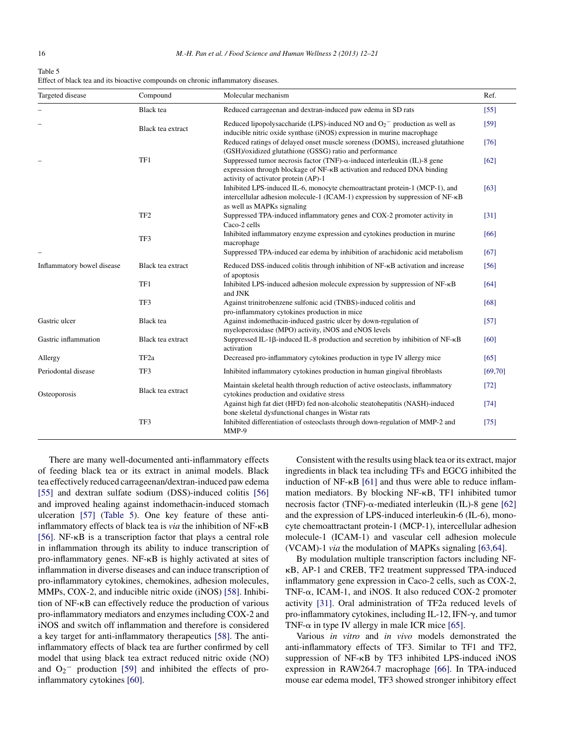Table 5
Effect of black tea and its bioactive compounds on chronic inflammatory diseases.

| Targeted disease | Compound | Molecular mechanism | Ref. |
|---|---|---|---|
| – | Black tea | Reduced carrageenan and dextran-induced paw edema in SD rats | [55] |
| – | Black tea extract | Reduced lipopolysaccharide (LPS)-induced NO and $O_2^-$ production as well as inducible nitric oxide synthase (iNOS) expression in murine macrophage | [59] |
| | | Reduced ratings of delayed onset muscle soreness (DOMS), increased glutathione (GSH)/oxidized glutathione (GSSG) ratio and performance | [76] |
| – | TF1 | Suppressed tumor necrosis factor (TNF)-α-induced interleukin (IL)-8 gene expression through blockage of NF-κB activation and reduced DNA binding activity of activator protein (AP)-1 | [62] |
| | | Inhibited LPS-induced IL-6, monocyte chemoattractant protein-1 (MCP-1), and intercellular adhesion molecule-1 (ICAM-1) expression by suppression of NF-κB as well as MAPKs signaling | [63] |
| | TF2 | Suppressed TPA-induced inflammatory genes and COX-2 promoter activity in Caco-2 cells | [31] |
| | TF3 | Inhibited inflammatory enzyme expression and cytokines production in murine macrophage | [66] |
| – | | Suppressed TPA-induced ear edema by inhibition of arachidonic acid metabolism | [67] |
| Inflammatory bowel disease | Black tea extract | Reduced DSS-induced colitis through inhibition of NF-κB activation and increase of apoptosis | [56] |
| | TF1 | Inhibited LPS-induced adhesion molecule expression by suppression of NF-κB and JNK | [64] |
| | TF3 | Against trinitrobenzene sulfonic acid (TNBS)-induced colitis and pro-inflammatory cytokines production in mice | [68] |
| Gastric ulcer | Black tea | Against indomethacin-induced gastric ulcer by down-regulation of myeloperoxidase (MPO) activity, iNOS and eNOS levels | [57] |
| Gastric inflammation | Black tea extract | Suppressed IL-1β-induced IL-8 production and secretion by inhibition of NF-κB activation | [60] |
| Allergy | TF2a | Decreased pro-inflammatory cytokines production in type IV allergy mice | [65] |
| Periodontal disease | TF3 | Inhibited inflammatory cytokines production in human gingival fibroblasts | [69,70] |
| Osteoporosis | Black tea extract | Maintain skeletal health through reduction of active osteoclasts, inflammatory cytokines production and oxidative stress | [72] |
| | | Against high fat diet (HFD) fed non-alcoholic steatohepatitis (NASH)-induced bone skeletal dysfunctional changes in Wistar rats | [74] |
| | TF3 | Inhibited differentiation of osteoclasts through down-regulation of MMP-2 and MMP-9 | [75] |

There are many well-documented anti-inflammatory effects of feeding black tea or its extract in animal models. Black tea effectively reduced carrageenan/dextran-induced paw edema [55] and dextran sulfate sodium (DSS)-induced colitis [56] and improved healing against indomethacin-induced stomach ulceration [57] (Table 5). One key feature of these anti-inflammatory effects of black tea is *via* the inhibition of NF-κB [56]. NF-κB is a transcription factor that plays a central role in inflammation through its ability to induce transcription of pro-inflammatory genes. NF-κB is highly activated at sites of inflammation in diverse diseases and can induce transcription of pro-inflammatory cytokines, chemokines, adhesion molecules, MMPs, COX-2, and inducible nitric oxide (iNOS) [58]. Inhibition of NF-κB can effectively reduce the production of various pro-inflammatory mediators and enzymes including COX-2 and iNOS and switch off inflammation and therefore is considered a key target for anti-inflammatory therapeutics [58]. The anti-inflammatory effects of black tea are further confirmed by cell model that using black tea extract reduced nitric oxide (NO) and $O_2^-$ production [59] and inhibited the effects of pro-inflammatory cytokines [60].

Consistent with the results using black tea or its extract, major ingredients in black tea including TFs and EGCG inhibited the induction of NF-κB [61] and thus were able to reduce inflammation mediators. By blocking NF-κB, TF1 inhibited tumor necrosis factor (TNF)-α-mediated interleukin (IL)-8 gene [62] and the expression of LPS-induced interleukin-6 (IL-6), monocyte chemoattractant protein-1 (MCP-1), intercellular adhesion molecule-1 (ICAM-1) and vascular cell adhesion molecule (VCAM)-1 *via* the modulation of MAPKs signaling [63,64].

By modulation multiple transcription factors including NF-κB, AP-1 and CREB, TF2 treatment suppressed TPA-induced inflammatory gene expression in Caco-2 cells, such as COX-2, TNF-α, ICAM-1, and iNOS. It also reduced COX-2 promoter activity [31]. Oral administration of TF2a reduced levels of pro-inflammatory cytokines, including IL-12, IFN-γ, and tumor TNF-α in type IV allergy in male ICR mice [65].

Various *in vitro* and *in vivo* models demonstrated the anti-inflammatory effects of TF3. Similar to TF1 and TF2, suppression of NF-κB by TF3 inhibited LPS-induced iNOS expression in RAW264.7 macrophage [66]. In TPA-induced mouse ear edema model, TF3 showed stronger inhibitory effect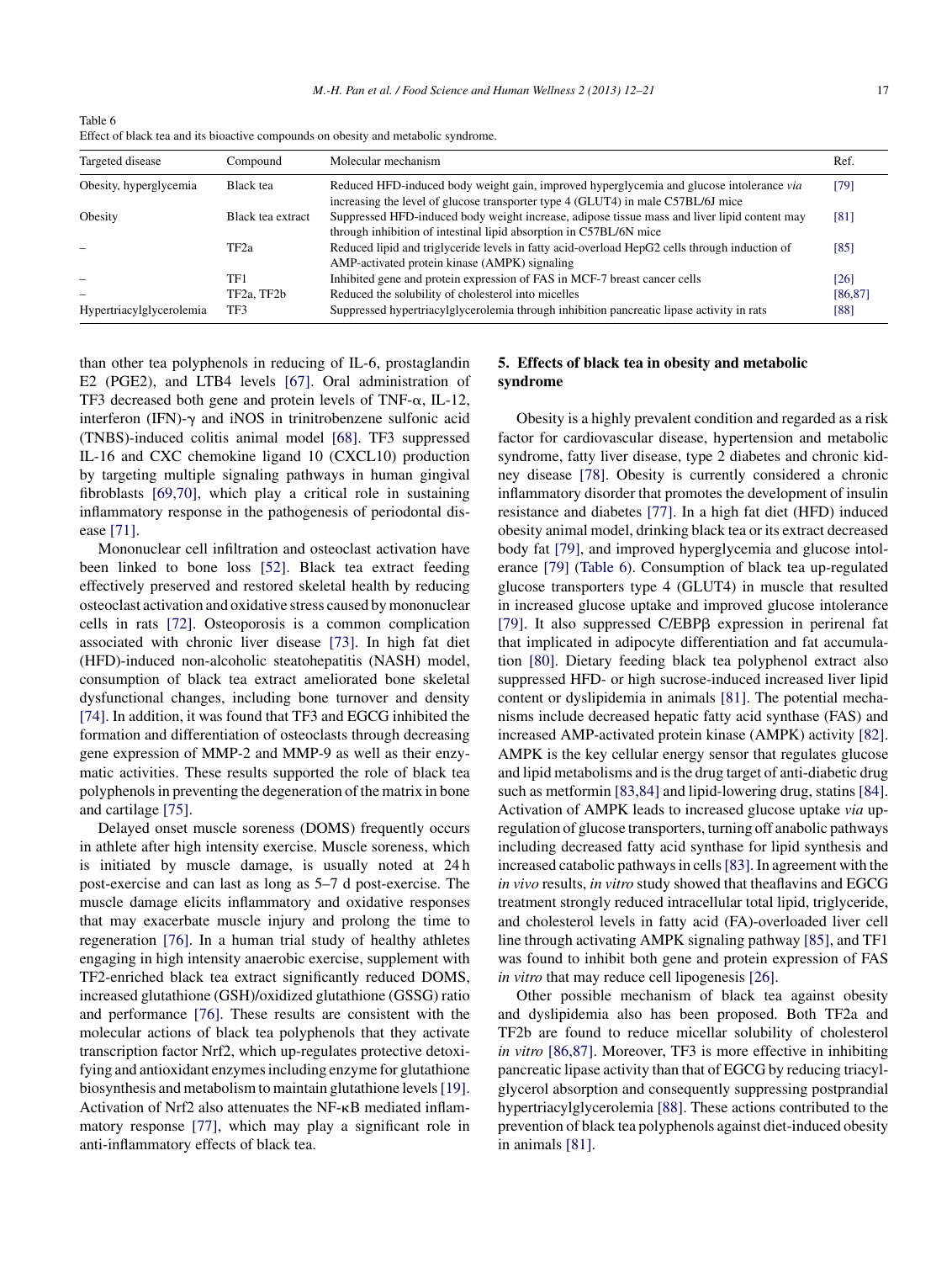Table 6
Effect of black tea and its bioactive compounds on obesity and metabolic syndrome.

| Targeted disease | Compound | Molecular mechanism | Ref. |
|---|---|---|---|
| Obesity, hyperglycemia | Black tea | Reduced HFD-induced body weight gain, improved hyperglycemia and glucose intolerance *via* increasing the level of glucose transporter type 4 (GLUT4) in male C57BL/6J mice | [79] |
| Obesity | Black tea extract | Suppressed HFD-induced body weight increase, adipose tissue mass and liver lipid content may through inhibition of intestinal lipid absorption in C57BL/6N mice | [81] |
| – | TF2a | Reduced lipid and triglyceride levels in fatty acid-overload HepG2 cells through induction of AMP-activated protein kinase (AMPK) signaling | [85] |
| – | TF1 | Inhibited gene and protein expression of FAS in MCF-7 breast cancer cells | [26] |
| – | TF2a, TF2b | Reduced the solubility of cholesterol into micelles | [86,87] |
| Hypertriacylglycerolemia | TF3 | Suppressed hypertriacylglycerolemia through inhibition pancreatic lipase activity in rats | [88] |

than other tea polyphenols in reducing of IL-6, prostaglandin E2 (PGE2), and LTB4 levels [67]. Oral administration of TF3 decreased both gene and protein levels of TNF-α, IL-12, interferon (IFN)-γ and iNOS in trinitrobenzene sulfonic acid (TNBS)-induced colitis animal model [68]. TF3 suppressed IL-16 and CXC chemokine ligand 10 (CXCL10) production by targeting multiple signaling pathways in human gingival fibroblasts [69,70], which play a critical role in sustaining inflammatory response in the pathogenesis of periodontal disease [71].

Mononuclear cell infiltration and osteoclast activation have been linked to bone loss [52]. Black tea extract feeding effectively preserved and restored skeletal health by reducing osteoclast activation and oxidative stress caused by mononuclear cells in rats [72]. Osteoporosis is a common complication associated with chronic liver disease [73]. In high fat diet (HFD)-induced non-alcoholic steatohepatitis (NASH) model, consumption of black tea extract ameliorated bone skeletal dysfunctional changes, including bone turnover and density [74]. In addition, it was found that TF3 and EGCG inhibited the formation and differentiation of osteoclasts through decreasing gene expression of MMP-2 and MMP-9 as well as their enzymatic activities. These results supported the role of black tea polyphenols in preventing the degeneration of the matrix in bone and cartilage [75].

Delayed onset muscle soreness (DOMS) frequently occurs in athlete after high intensity exercise. Muscle soreness, which is initiated by muscle damage, is usually noted at 24 h post-exercise and can last as long as 5–7 d post-exercise. The muscle damage elicits inflammatory and oxidative responses that may exacerbate muscle injury and prolong the time to regeneration [76]. In a human trial study of healthy athletes engaging in high intensity anaerobic exercise, supplement with TF2-enriched black tea extract significantly reduced DOMS, increased glutathione (GSH)/oxidized glutathione (GSSG) ratio and performance [76]. These results are consistent with the molecular actions of black tea polyphenols that they activate transcription factor Nrf2, which up-regulates protective detoxifying and antioxidant enzymes including enzyme for glutathione biosynthesis and metabolism to maintain glutathione levels [19]. Activation of Nrf2 also attenuates the NF-κB mediated inflammatory response [77], which may play a significant role in anti-inflammatory effects of black tea.

## 5. Effects of black tea in obesity and metabolic syndrome

Obesity is a highly prevalent condition and regarded as a risk factor for cardiovascular disease, hypertension and metabolic syndrome, fatty liver disease, type 2 diabetes and chronic kidney disease [78]. Obesity is currently considered a chronic inflammatory disorder that promotes the development of insulin resistance and diabetes [77]. In a high fat diet (HFD) induced obesity animal model, drinking black tea or its extract decreased body fat [79], and improved hyperglycemia and glucose intolerance [79] (Table 6). Consumption of black tea up-regulated glucose transporters type 4 (GLUT4) in muscle that resulted in increased glucose uptake and improved glucose intolerance [79]. It also suppressed C/EBPβ expression in perirenal fat that implicated in adipocyte differentiation and fat accumulation [80]. Dietary feeding black tea polyphenol extract also suppressed HFD- or high sucrose-induced increased liver lipid content or dyslipidemia in animals [81]. The potential mechanisms include decreased hepatic fatty acid synthase (FAS) and increased AMP-activated protein kinase (AMPK) activity [82]. AMPK is the key cellular energy sensor that regulates glucose and lipid metabolisms and is the drug target of anti-diabetic drug such as metformin [83,84] and lipid-lowering drug, statins [84]. Activation of AMPK leads to increased glucose uptake *via* up-regulation of glucose transporters, turning off anabolic pathways including decreased fatty acid synthase for lipid synthesis and increased catabolic pathways in cells [83]. In agreement with the *in vivo* results, *in vitro* study showed that theaflavins and EGCG treatment strongly reduced intracellular total lipid, triglyceride, and cholesterol levels in fatty acid (FA)-overloaded liver cell line through activating AMPK signaling pathway [85], and TF1 was found to inhibit both gene and protein expression of FAS *in vitro* that may reduce cell lipogenesis [26].

Other possible mechanism of black tea against obesity and dyslipidemia also has been proposed. Both TF2a and TF2b are found to reduce micellar solubility of cholesterol *in vitro* [86,87]. Moreover, TF3 is more effective in inhibiting pancreatic lipase activity than that of EGCG by reducing triacylglycerol absorption and consequently suppressing postprandial hypertriacylglycerolemia [88]. These actions contributed to the prevention of black tea polyphenols against diet-induced obesity in animals [81].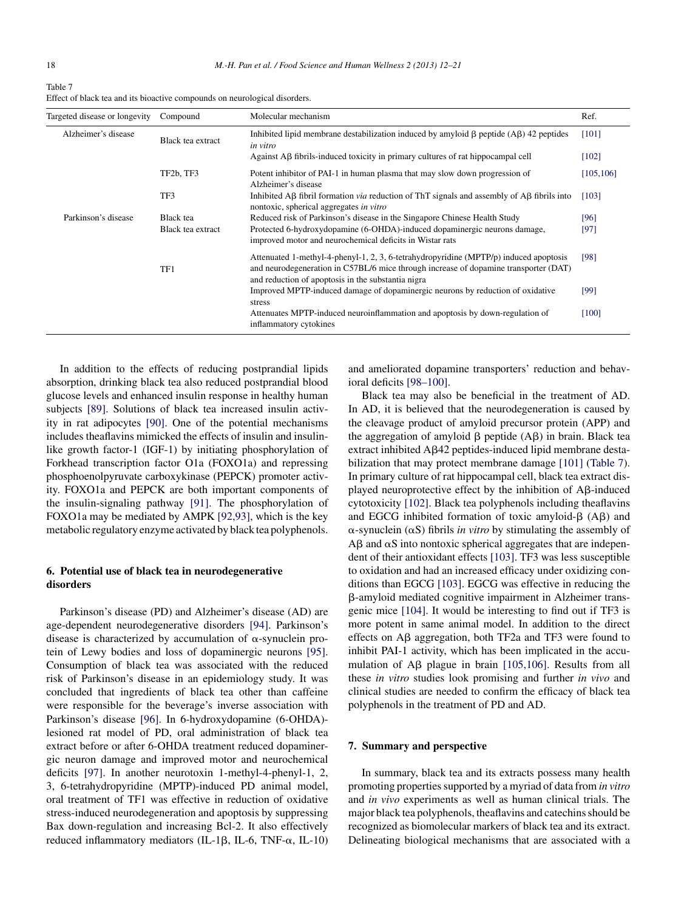Table 7
Effect of black tea and its bioactive compounds on neurological disorders.

| Targeted disease or longevity | Compound | Molecular mechanism | Ref. |
|---|---|---|---|
| Alzheimer's disease | Black tea extract | Inhibited lipid membrane destabilization induced by amyloid β peptide (Aβ) 42 peptides *in vitro* | [101] |
| | | Against Aβ fibrils-induced toxicity in primary cultures of rat hippocampal cell | [102] |
| | TF2b, TF3 | Potent inhibitor of PAI-1 in human plasma that may slow down progression of Alzheimer's disease | [105,106] |
| | TF3 | Inhibited Aβ fibril formation *via* reduction of ThT signals and assembly of Aβ fibrils into nontoxic, spherical aggregates *in vitro* | [103] |
| Parkinson's disease | Black tea | Reduced risk of Parkinson's disease in the Singapore Chinese Health Study | [96] |
| | Black tea extract | Protected 6-hydroxydopamine (6-OHDA)-induced dopaminergic neurons damage, improved motor and neurochemical deficits in Wistar rats | [97] |
| | TF1 | Attenuated 1-methyl-4-phenyl-1, 2, 3, 6-tetrahydropyridine (MPTP/p) induced apoptosis and neurodegeneration in C57BL/6 mice through increase of dopamine transporter (DAT) and reduction of apoptosis in the substantia nigra | [98] |
| | | Improved MPTP-induced damage of dopaminergic neurons by reduction of oxidative stress | [99] |
| | | Attenuates MPTP-induced neuroinflammation and apoptosis by down-regulation of inflammatory cytokines | [100] |

In addition to the effects of reducing postprandial lipids absorption, drinking black tea also reduced postprandial blood glucose levels and enhanced insulin response in healthy human subjects [89]. Solutions of black tea increased insulin activity in rat adipocytes [90]. One of the potential mechanisms includes theaflavins mimicked the effects of insulin and insulin-like growth factor-1 (IGF-1) by initiating phosphorylation of Forkhead transcription factor O1a (FOXO1a) and repressing phosphoenolpyruvate carboxykinase (PEPCK) promoter activity. FOXO1a and PEPCK are both important components of the insulin-signaling pathway [91]. The phosphorylation of FOXO1a may be mediated by AMPK [92,93], which is the key metabolic regulatory enzyme activated by black tea polyphenols.

## 6. Potential use of black tea in neurodegenerative disorders

Parkinson's disease (PD) and Alzheimer's disease (AD) are age-dependent neurodegenerative disorders [94]. Parkinson's disease is characterized by accumulation of α-synuclein protein of Lewy bodies and loss of dopaminergic neurons [95]. Consumption of black tea was associated with the reduced risk of Parkinson's disease in an epidemiology study. It was concluded that ingredients of black tea other than caffeine were responsible for the beverage's inverse association with Parkinson's disease [96]. In 6-hydroxydopamine (6-OHDA)-lesioned rat model of PD, oral administration of black tea extract before or after 6-OHDA treatment reduced dopaminergic neuron damage and improved motor and neurochemical deficits [97]. In another neurotoxin 1-methyl-4-phenyl-1, 2, 3, 6-tetrahydropyridine (MPTP)-induced PD animal model, oral treatment of TF1 was effective in reduction of oxidative stress-induced neurodegeneration and apoptosis by suppressing Bax down-regulation and increasing Bcl-2. It also effectively reduced inflammatory mediators (IL-1β, IL-6, TNF-α, IL-10) and ameliorated dopamine transporters' reduction and behavioral deficits [98–100].

Black tea may also be beneficial in the treatment of AD. In AD, it is believed that the neurodegeneration is caused by the cleavage product of amyloid precursor protein (APP) and the aggregation of amyloid β peptide (Aβ) in brain. Black tea extract inhibited Aβ42 peptides-induced lipid membrane destabilization that may protect membrane damage [101] (Table 7). In primary culture of rat hippocampal cell, black tea extract displayed neuroprotective effect by the inhibition of Aβ-induced cytotoxicity [102]. Black tea polyphenols including theaflavins and EGCG inhibited formation of toxic amyloid-β (Aβ) and α-synuclein (αS) fibrils *in vitro* by stimulating the assembly of Aβ and αS into nontoxic spherical aggregates that are independent of their antioxidant effects [103]. TF3 was less susceptible to oxidation and had an increased efficacy under oxidizing conditions than EGCG [103]. EGCG was effective in reducing the β-amyloid mediated cognitive impairment in Alzheimer transgenic mice [104]. It would be interesting to find out if TF3 is more potent in same animal model. In addition to the direct effects on Aβ aggregation, both TF2a and TF3 were found to inhibit PAI-1 activity, which has been implicated in the accumulation of Aβ plague in brain [105,106]. Results from all these *in vitro* studies look promising and further *in vivo* and clinical studies are needed to confirm the efficacy of black tea polyphenols in the treatment of PD and AD.

## 7. Summary and perspective

In summary, black tea and its extracts possess many health promoting properties supported by a myriad of data from *in vitro* and *in vivo* experiments as well as human clinical trials. The major black tea polyphenols, theaflavins and catechins should be recognized as biomolecular markers of black tea and its extract. Delineating biological mechanisms that are associated with a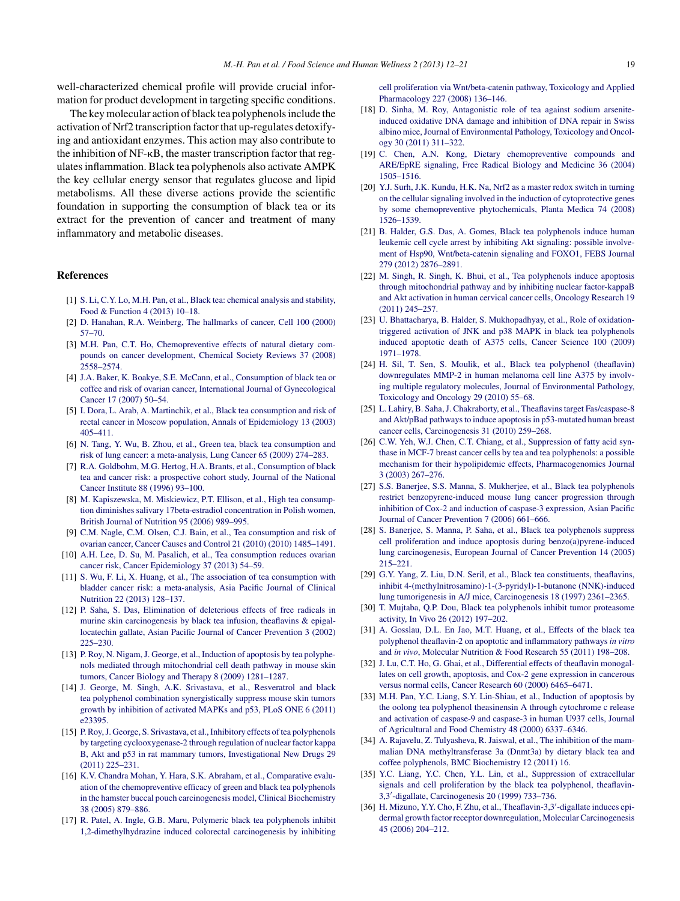well-characterized chemical profile will provide crucial information for product development in targeting specific conditions.

The key molecular action of black tea polyphenols include the activation of Nrf2 transcription factor that up-regulates detoxifying and antioxidant enzymes. This action may also contribute to the inhibition of NF-κB, the master transcription factor that regulates inflammation. Black tea polyphenols also activate AMPK the key cellular energy sensor that regulates glucose and lipid metabolisms. All these diverse actions provide the scientific foundation in supporting the consumption of black tea or its extract for the prevention of cancer and treatment of many inflammatory and metabolic diseases.

## References

[1] S. Li, C.Y. Lo, M.H. Pan, et al., Black tea: chemical analysis and stability, Food & Function 4 (2013) 10–18.

[2] D. Hanahan, R.A. Weinberg, The hallmarks of cancer, Cell 100 (2000) 57–70.

[3] M.H. Pan, C.T. Ho, Chemopreventive effects of natural dietary compounds on cancer development, Chemical Society Reviews 37 (2008) 2558–2574.

[4] J.A. Baker, K. Boakye, S.E. McCann, et al., Consumption of black tea or coffee and risk of ovarian cancer, International Journal of Gynecological Cancer 17 (2007) 50–54.

[5] I. Dora, L. Arab, A. Martinchik, et al., Black tea consumption and risk of rectal cancer in Moscow population, Annals of Epidemiology 13 (2003) 405–411.

[6] N. Tang, Y. Wu, B. Zhou, et al., Green tea, black tea consumption and risk of lung cancer: a meta-analysis, Lung Cancer 65 (2009) 274–283.

[7] R.A. Goldbohm, M.G. Hertog, H.A. Brants, et al., Consumption of black tea and cancer risk: a prospective cohort study, Journal of the National Cancer Institute 88 (1996) 93–100.

[8] M. Kapiszewska, M. Miskiewicz, P.T. Ellison, et al., High tea consumption diminishes salivary 17beta-estradiol concentration in Polish women, British Journal of Nutrition 95 (2006) 989–995.

[9] C.M. Nagle, C.M. Olsen, C.J. Bain, et al., Tea consumption and risk of ovarian cancer, Cancer Causes and Control 21 (2010) (2010) 1485–1491.

[10] A.H. Lee, D. Su, M. Pasalich, et al., Tea consumption reduces ovarian cancer risk, Cancer Epidemiology 37 (2013) 54–59.

[11] S. Wu, F. Li, X. Huang, et al., The association of tea consumption with bladder cancer risk: a meta-analysis, Asia Pacific Journal of Clinical Nutrition 22 (2013) 128–137.

[12] P. Saha, S. Das, Elimination of deleterious effects of free radicals in murine skin carcinogenesis by black tea infusion, theaflavins & epigallocatechin gallate, Asian Pacific Journal of Cancer Prevention 3 (2002) 225–230.

[13] P. Roy, N. Nigam, J. George, et al., Induction of apoptosis by tea polyphenols mediated through mitochondrial cell death pathway in mouse skin tumors, Cancer Biology and Therapy 8 (2009) 1281–1287.

[14] J. George, M. Singh, A.K. Srivastava, et al., Resveratrol and black tea polyphenol combination synergistically suppress mouse skin tumors growth by inhibition of activated MAPKs and p53, PLoS ONE 6 (2011) e23395.

[15] P. Roy, J. George, S. Srivastava, et al., Inhibitory effects of tea polyphenols by targeting cyclooxygenase-2 through regulation of nuclear factor kappa B, Akt and p53 in rat mammary tumors, Investigational New Drugs 29 (2011) 225–231.

[16] K.V. Chandra Mohan, Y. Hara, S.K. Abraham, et al., Comparative evaluation of the chemopreventive efficacy of green and black tea polyphenols in the hamster buccal pouch carcinogenesis model, Clinical Biochemistry 38 (2005) 879–886.

[17] R. Patel, A. Ingle, G.B. Maru, Polymeric black tea polyphenols inhibit 1,2-dimethylhydrazine induced colorectal carcinogenesis by inhibiting cell proliferation via Wnt/beta-catenin pathway, Toxicology and Applied Pharmacology 227 (2008) 136–146.

[18] D. Sinha, M. Roy, Antagonistic role of tea against sodium arsenite-induced oxidative DNA damage and inhibition of DNA repair in Swiss albino mice, Journal of Environmental Pathology, Toxicology and Oncology 30 (2011) 311–322.

[19] C. Chen, A.N. Kong, Dietary chemopreventive compounds and ARE/EpRE signaling, Free Radical Biology and Medicine 36 (2004) 1505–1516.

[20] Y.J. Surh, J.K. Kundu, H.K. Na, Nrf2 as a master redox switch in turning on the cellular signaling involved in the induction of cytoprotective genes by some chemopreventive phytochemicals, Planta Medica 74 (2008) 1526–1539.

[21] B. Halder, G.S. Das, A. Gomes, Black tea polyphenols induce human leukemic cell cycle arrest by inhibiting Akt signaling: possible involvement of Hsp90, Wnt/beta-catenin signaling and FOXO1, FEBS Journal 279 (2012) 2876–2891.

[22] M. Singh, R. Singh, K. Bhui, et al., Tea polyphenols induce apoptosis through mitochondrial pathway and by inhibiting nuclear factor-kappaB and Akt activation in human cervical cancer cells, Oncology Research 19 (2011) 245–257.

[23] U. Bhattacharya, B. Halder, S. Mukhopadhyay, et al., Role of oxidation-triggered activation of JNK and p38 MAPK in black tea polyphenols induced apoptotic death of A375 cells, Cancer Science 100 (2009) 1971–1978.

[24] H. Sil, T. Sen, S. Moulik, et al., Black tea polyphenol (theaflavin) downregulates MMP-2 in human melanoma cell line A375 by involving multiple regulatory molecules, Journal of Environmental Pathology, Toxicology and Oncology 29 (2010) 55–68.

[25] L. Lahiry, B. Saha, J. Chakraborty, et al., Theaflavins target Fas/caspase-8 and Akt/pBad pathways to induce apoptosis in p53-mutated human breast cancer cells, Carcinogenesis 31 (2010) 259–268.

[26] C.W. Yeh, W.J. Chen, C.T. Chiang, et al., Suppression of fatty acid synthase in MCF-7 breast cancer cells by tea and tea polyphenols: a possible mechanism for their hypolipidemic effects, Pharmacogenomics Journal 3 (2003) 267–276.

[27] S.S. Banerjee, S.S. Manna, S. Mukherjee, et al., Black tea polyphenols restrict benzopyrene-induced mouse lung cancer progression through inhibition of Cox-2 and induction of caspase-3 expression, Asian Pacific Journal of Cancer Prevention 7 (2006) 661–666.

[28] S. Banerjee, S. Manna, P. Saha, et al., Black tea polyphenols suppress cell proliferation and induce apoptosis during benzo(a)pyrene-induced lung carcinogenesis, European Journal of Cancer Prevention 14 (2005) 215–221.

[29] G.Y. Yang, Z. Liu, D.N. Seril, et al., Black tea constituents, theaflavins, inhibit 4-(methylnitrosamino)-1-(3-pyridyl)-1-butanone (NNK)-induced lung tumorigenesis in A/J mice, Carcinogenesis 18 (1997) 2361–2365.

[30] T. Mujtaba, Q.P. Dou, Black tea polyphenols inhibit tumor proteasome activity, In Vivo 26 (2012) 197–202.

[31] A. Gosslau, D.L. En Jao, M.T. Huang, et al., Effects of the black tea polyphenol theaflavin-2 on apoptotic and inflammatory pathways *in vitro* and *in vivo*, Molecular Nutrition & Food Research 55 (2011) 198–208.

[32] J. Lu, C.T. Ho, G. Ghai, et al., Differential effects of theaflavin monogallates on cell growth, apoptosis, and Cox-2 gene expression in cancerous versus normal cells, Cancer Research 60 (2000) 6465–6471.

[33] M.H. Pan, Y.C. Liang, S.Y. Lin-Shiau, et al., Induction of apoptosis by the oolong tea polyphenol theasinensin A through cytochrome c release and activation of caspase-9 and caspase-3 in human U937 cells, Journal of Agricultural and Food Chemistry 48 (2000) 6337–6346.

[34] A. Rajavelu, Z. Tulyasheva, R. Jaiswal, et al., The inhibition of the mammalian DNA methyltransferase 3a (Dnmt3a) by dietary black tea and coffee polyphenols, BMC Biochemistry 12 (2011) 16.

[35] Y.C. Liang, Y.C. Chen, Y.L. Lin, et al., Suppression of extracellular signals and cell proliferation by the black tea polyphenol, theaflavin-3,3′-digallate, Carcinogenesis 20 (1999) 733–736.

[36] H. Mizuno, Y.Y. Cho, F. Zhu, et al., Theaflavin-3,3′-digallate induces epidermal growth factor receptor downregulation, Molecular Carcinogenesis 45 (2006) 204–212.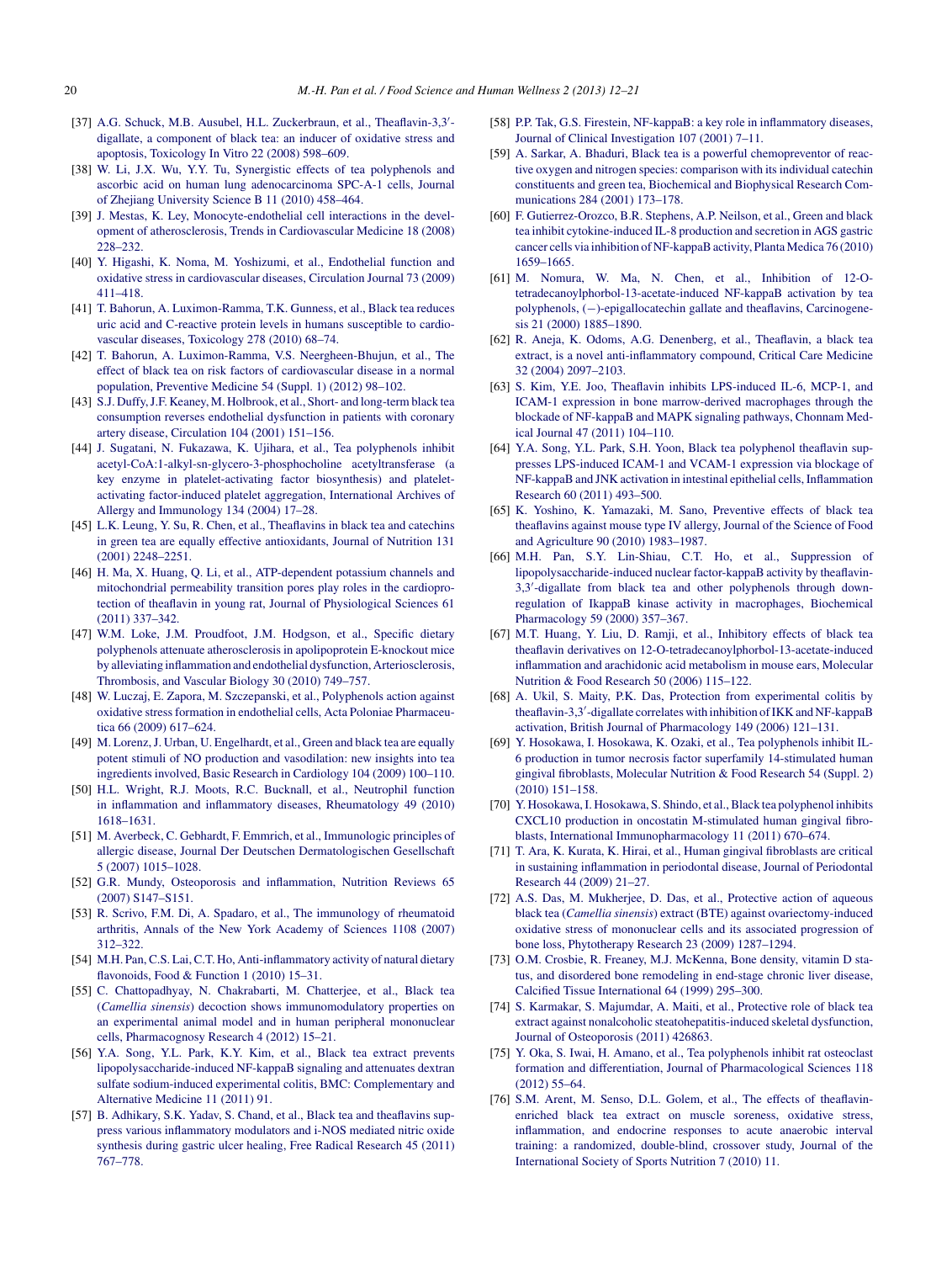[37] A.G. Schuck, M.B. Ausubel, H.L. Zuckerbraun, et al., Theaflavin-3,3′-digallate, a component of black tea: an inducer of oxidative stress and apoptosis, Toxicology In Vitro 22 (2008) 598–609.

[38] W. Li, J.X. Wu, Y.Y. Tu, Synergistic effects of tea polyphenols and ascorbic acid on human lung adenocarcinoma SPC-A-1 cells, Journal of Zhejiang University Science B 11 (2010) 458–464.

[39] J. Mestas, K. Ley, Monocyte-endothelial cell interactions in the development of atherosclerosis, Trends in Cardiovascular Medicine 18 (2008) 228–232.

[40] Y. Higashi, K. Noma, M. Yoshizumi, et al., Endothelial function and oxidative stress in cardiovascular diseases, Circulation Journal 73 (2009) 411–418.

[41] T. Bahorun, A. Luximon-Ramma, T.K. Gunness, et al., Black tea reduces uric acid and C-reactive protein levels in humans susceptible to cardiovascular diseases, Toxicology 278 (2010) 68–74.

[42] T. Bahorun, A. Luximon-Ramma, V.S. Neergheen-Bhujun, et al., The effect of black tea on risk factors of cardiovascular disease in a normal population, Preventive Medicine 54 (Suppl. 1) (2012) 98–102.

[43] S.J. Duffy, J.F. Keaney, M. Holbrook, et al., Short- and long-term black tea consumption reverses endothelial dysfunction in patients with coronary artery disease, Circulation 104 (2001) 151–156.

[44] J. Sugatani, N. Fukazawa, K. Ujihara, et al., Tea polyphenols inhibit acetyl-CoA:1-alkyl-sn-glycero-3-phosphocholine acetyltransferase (a key enzyme in platelet-activating factor biosynthesis) and platelet-activating factor-induced platelet aggregation, International Archives of Allergy and Immunology 134 (2004) 17–28.

[45] L.K. Leung, Y. Su, R. Chen, et al., Theaflavins in black tea and catechins in green tea are equally effective antioxidants, Journal of Nutrition 131 (2001) 2248–2251.

[46] H. Ma, X. Huang, Q. Li, et al., ATP-dependent potassium channels and mitochondrial permeability transition pores play roles in the cardioprotection of theaflavin in young rat, Journal of Physiological Sciences 61 (2011) 337–342.

[47] W.M. Loke, J.M. Proudfoot, J.M. Hodgson, et al., Specific dietary polyphenols attenuate atherosclerosis in apolipoprotein E-knockout mice by alleviating inflammation and endothelial dysfunction, Arteriosclerosis, Thrombosis, and Vascular Biology 30 (2010) 749–757.

[48] W. Luczaj, E. Zapora, M. Szczepanski, et al., Polyphenols action against oxidative stress formation in endothelial cells, Acta Poloniae Pharmaceutica 66 (2009) 617–624.

[49] M. Lorenz, J. Urban, U. Engelhardt, et al., Green and black tea are equally potent stimuli of NO production and vasodilation: new insights into tea ingredients involved, Basic Research in Cardiology 104 (2009) 100–110.

[50] H.L. Wright, R.J. Moots, R.C. Bucknall, et al., Neutrophil function in inflammation and inflammatory diseases, Rheumatology 49 (2010) 1618–1631.

[51] M. Averbeck, C. Gebhardt, F. Emmrich, et al., Immunologic principles of allergic disease, Journal Der Deutschen Dermatologischen Gesellschaft 5 (2007) 1015–1028.

[52] G.R. Mundy, Osteoporosis and inflammation, Nutrition Reviews 65 (2007) S147–S151.

[53] R. Scrivo, F.M. Di, A. Spadaro, et al., The immunology of rheumatoid arthritis, Annals of the New York Academy of Sciences 1108 (2007) 312–322.

[54] M.H. Pan, C.S. Lai, C.T. Ho, Anti-inflammatory activity of natural dietary flavonoids, Food & Function 1 (2010) 15–31.

[55] C. Chattopadhyay, N. Chakrabarti, M. Chatterjee, et al., Black tea (*Camellia sinensis*) decoction shows immunomodulatory properties on an experimental animal model and in human peripheral mononuclear cells, Pharmacognosy Research 4 (2012) 15–21.

[56] Y.A. Song, Y.L. Park, K.Y. Kim, et al., Black tea extract prevents lipopolysaccharide-induced NF-kappaB signaling and attenuates dextran sulfate sodium-induced experimental colitis, BMC: Complementary and Alternative Medicine 11 (2011) 91.

[57] B. Adhikary, S.K. Yadav, S. Chand, et al., Black tea and theaflavins suppress various inflammatory modulators and i-NOS mediated nitric oxide synthesis during gastric ulcer healing, Free Radical Research 45 (2011) 767–778.

[58] P.P. Tak, G.S. Firestein, NF-kappaB: a key role in inflammatory diseases, Journal of Clinical Investigation 107 (2001) 7–11.

[59] A. Sarkar, A. Bhaduri, Black tea is a powerful chemopreventor of reactive oxygen and nitrogen species: comparison with its individual catechin constituents and green tea, Biochemical and Biophysical Research Communications 284 (2001) 173–178.

[60] F. Gutierrez-Orozco, B.R. Stephens, A.P. Neilson, et al., Green and black tea inhibit cytokine-induced IL-8 production and secretion in AGS gastric cancer cells via inhibition of NF-kappaB activity, Planta Medica 76 (2010) 1659–1665.

[61] M. Nomura, W. Ma, N. Chen, et al., Inhibition of 12-O-tetradecanoylphorbol-13-acetate-induced NF-kappaB activation by tea polyphenols, (−)-epigallocatechin gallate and theaflavins, Carcinogenesis 21 (2000) 1885–1890.

[62] R. Aneja, K. Odoms, A.G. Denenberg, et al., Theaflavin, a black tea extract, is a novel anti-inflammatory compound, Critical Care Medicine 32 (2004) 2097–2103.

[63] S. Kim, Y.E. Joo, Theaflavin inhibits LPS-induced IL-6, MCP-1, and ICAM-1 expression in bone marrow-derived macrophages through the blockade of NF-kappaB and MAPK signaling pathways, Chonnam Medical Journal 47 (2011) 104–110.

[64] Y.A. Song, Y.L. Park, S.H. Yoon, Black tea polyphenol theaflavin suppresses LPS-induced ICAM-1 and VCAM-1 expression via blockage of NF-kappaB and JNK activation in intestinal epithelial cells, Inflammation Research 60 (2011) 493–500.

[65] K. Yoshino, K. Yamazaki, M. Sano, Preventive effects of black tea theaflavins against mouse type IV allergy, Journal of the Science of Food and Agriculture 90 (2010) 1983–1987.

[66] M.H. Pan, S.Y. Lin-Shiau, C.T. Ho, et al., Suppression of lipopolysaccharide-induced nuclear factor-kappaB activity by theaflavin-3,3′-digallate from black tea and other polyphenols through down-regulation of IkappaB kinase activity in macrophages, Biochemical Pharmacology 59 (2000) 357–367.

[67] M.T. Huang, Y. Liu, D. Ramji, et al., Inhibitory effects of black tea theaflavin derivatives on 12-O-tetradecanoylphorbol-13-acetate-induced inflammation and arachidonic acid metabolism in mouse ears, Molecular Nutrition & Food Research 50 (2006) 115–122.

[68] A. Ukil, S. Maity, P.K. Das, Protection from experimental colitis by theaflavin-3,3′-digallate correlates with inhibition of IKK and NF-kappaB activation, British Journal of Pharmacology 149 (2006) 121–131.

[69] Y. Hosokawa, I. Hosokawa, K. Ozaki, et al., Tea polyphenols inhibit IL-6 production in tumor necrosis factor superfamily 14-stimulated human gingival fibroblasts, Molecular Nutrition & Food Research 54 (Suppl. 2) (2010) 151–158.

[70] Y. Hosokawa, I. Hosokawa, S. Shindo, et al., Black tea polyphenol inhibits CXCL10 production in oncostatin M-stimulated human gingival fibroblasts, International Immunopharmacology 11 (2011) 670–674.

[71] T. Ara, K. Kurata, K. Hirai, et al., Human gingival fibroblasts are critical in sustaining inflammation in periodontal disease, Journal of Periodontal Research 44 (2009) 21–27.

[72] A.S. Das, M. Mukherjee, D. Das, et al., Protective action of aqueous black tea (*Camellia sinensis*) extract (BTE) against ovariectomy-induced oxidative stress of mononuclear cells and its associated progression of bone loss, Phytotherapy Research 23 (2009) 1287–1294.

[73] O.M. Crosbie, R. Freaney, M.J. McKenna, Bone density, vitamin D status, and disordered bone remodeling in end-stage chronic liver disease, Calcified Tissue International 64 (1999) 295–300.

[74] S. Karmakar, S. Majumdar, A. Maiti, et al., Protective role of black tea extract against nonalcoholic steatohepatitis-induced skeletal dysfunction, Journal of Osteoporosis (2011) 426863.

[75] Y. Oka, S. Iwai, H. Amano, et al., Tea polyphenols inhibit rat osteoclast formation and differentiation, Journal of Pharmacological Sciences 118 (2012) 55–64.

[76] S.M. Arent, M. Senso, D.L. Golem, et al., The effects of theaflavin-enriched black tea extract on muscle soreness, oxidative stress, inflammation, and endocrine responses to acute anaerobic interval training: a randomized, double-blind, crossover study, Journal of the International Society of Sports Nutrition 7 (2010) 11.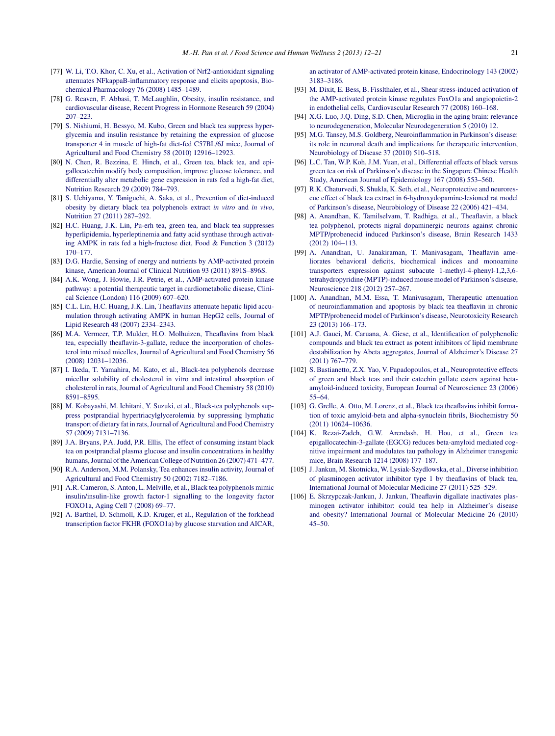[77] W. Li, T.O. Khor, C. Xu, et al., Activation of Nrf2-antioxidant signaling attenuates NFkappaB-inflammatory response and elicits apoptosis, Biochemical Pharmacology 76 (2008) 1485–1489.

[78] G. Reaven, F. Abbasi, T. McLaughlin, Obesity, insulin resistance, and cardiovascular disease, Recent Progress in Hormone Research 59 (2004) 207–223.

[79] S. Nishiumi, H. Bessyo, M. Kubo, Green and black tea suppress hyperglycemia and insulin resistance by retaining the expression of glucose transporter 4 in muscle of high-fat diet-fed C57BL/6J mice, Journal of Agricultural and Food Chemistry 58 (2010) 12916–12923.

[80] N. Chen, R. Bezzina, E. Hinch, et al., Green tea, black tea, and epigallocatechin modify body composition, improve glucose tolerance, and differentially alter metabolic gene expression in rats fed a high-fat diet, Nutrition Research 29 (2009) 784–793.

[81] S. Uchiyama, Y. Taniguchi, A. Saka, et al., Prevention of diet-induced obesity by dietary black tea polyphenols extract *in vitro* and *in vivo*, Nutrition 27 (2011) 287–292.

[82] H.C. Huang, J.K. Lin, Pu-erh tea, green tea, and black tea suppresses hyperlipidemia, hyperleptinemia and fatty acid synthase through activating AMPK in rats fed a high-fructose diet, Food & Function 3 (2012) 170–177.

[83] D.G. Hardie, Sensing of energy and nutrients by AMP-activated protein kinase, American Journal of Clinical Nutrition 93 (2011) 891S–896S.

[84] A.K. Wong, J. Howie, J.R. Petrie, et al., AMP-activated protein kinase pathway: a potential therapeutic target in cardiometabolic disease, Clinical Science (London) 116 (2009) 607–620.

[85] C.L. Lin, H.C. Huang, J.K. Lin, Theaflavins attenuate hepatic lipid accumulation through activating AMPK in human HepG2 cells, Journal of Lipid Research 48 (2007) 2334–2343.

[86] M.A. Vermeer, T.P. Mulder, H.O. Molhuizen, Theaflavins from black tea, especially theaflavin-3-gallate, reduce the incorporation of cholesterol into mixed micelles, Journal of Agricultural and Food Chemistry 56 (2008) 12031–12036.

[87] I. Ikeda, T. Yamahira, M. Kato, et al., Black-tea polyphenols decrease micellar solubility of cholesterol in vitro and intestinal absorption of cholesterol in rats, Journal of Agricultural and Food Chemistry 58 (2010) 8591–8595.

[88] M. Kobayashi, M. Ichitani, Y. Suzuki, et al., Black-tea polyphenols suppress postprandial hypertriacylglycerolemia by suppressing lymphatic transport of dietary fat in rats, Journal of Agricultural and Food Chemistry 57 (2009) 7131–7136.

[89] J.A. Bryans, P.A. Judd, P.R. Ellis, The effect of consuming instant black tea on postprandial plasma glucose and insulin concentrations in healthy humans, Journal of the American College of Nutrition 26 (2007) 471–477.

[90] R.A. Anderson, M.M. Polansky, Tea enhances insulin activity, Journal of Agricultural and Food Chemistry 50 (2002) 7182–7186.

[91] A.R. Cameron, S. Anton, L. Melville, et al., Black tea polyphenols mimic insulin/insulin-like growth factor-1 signalling to the longevity factor FOXO1a, Aging Cell 7 (2008) 69–77.

[92] A. Barthel, D. Schmoll, K.D. Kruger, et al., Regulation of the forkhead transcription factor FKHR (FOXO1a) by glucose starvation and AICAR, an activator of AMP-activated protein kinase, Endocrinology 143 (2002) 3183–3186.

[93] M. Dixit, E. Bess, B. Fisslthaler, et al., Shear stress-induced activation of the AMP-activated protein kinase regulates FoxO1a and angiopoietin-2 in endothelial cells, Cardiovascular Research 77 (2008) 160–168.

[94] X.G. Luo, J.Q. Ding, S.D. Chen, Microglia in the aging brain: relevance to neurodegeneration, Molecular Neurodegeneration 5 (2010) 12.

[95] M.G. Tansey, M.S. Goldberg, Neuroinflammation in Parkinson's disease: its role in neuronal death and implications for therapeutic intervention, Neurobiology of Disease 37 (2010) 510–518.

[96] L.C. Tan, W.P. Koh, J.M. Yuan, et al., Differential effects of black versus green tea on risk of Parkinson's disease in the Singapore Chinese Health Study, American Journal of Epidemiology 167 (2008) 553–560.

[97] R.K. Chaturvedi, S. Shukla, K. Seth, et al., Neuroprotective and neurorescue effect of black tea extract in 6-hydroxydopamine-lesioned rat model of Parkinson's disease, Neurobiology of Disease 22 (2006) 421–434.

[98] A. Anandhan, K. Tamilselvam, T. Radhiga, et al., Theaflavin, a black tea polyphenol, protects nigral dopaminergic neurons against chronic MPTP/probenecid induced Parkinson's disease, Brain Research 1433 (2012) 104–113.

[99] A. Anandhan, U. Janakiraman, T. Manivasagam, Theaflavin ameliorates behavioral deficits, biochemical indices and monoamine transporters expression against subacute 1-methyl-4-phenyl-1,2,3,6-tetrahydropyridine (MPTP)-induced mouse model of Parkinson's disease, Neuroscience 218 (2012) 257–267.

[100] A. Anandhan, M.M. Essa, T. Manivasagam, Therapeutic attenuation of neuroinflammation and apoptosis by black tea theaflavin in chronic MPTP/probenecid model of Parkinson's disease, Neurotoxicity Research 23 (2013) 166–173.

[101] A.J. Gauci, M. Caruana, A. Giese, et al., Identification of polyphenolic compounds and black tea extract as potent inhibitors of lipid membrane destabilization by Abeta aggregates, Journal of Alzheimer's Disease 27 (2011) 767–779.

[102] S. Bastianetto, Z.X. Yao, V. Papadopoulos, et al., Neuroprotective effects of green and black teas and their catechin gallate esters against beta-amyloid-induced toxicity, European Journal of Neuroscience 23 (2006) 55–64.

[103] G. Grelle, A. Otto, M. Lorenz, et al., Black tea theaflavins inhibit formation of toxic amyloid-beta and alpha-synuclein fibrils, Biochemistry 50 (2011) 10624–10636.

[104] K. Rezai-Zadeh, G.W. Arendash, H. Hou, et al., Green tea epigallocatechin-3-gallate (EGCG) reduces beta-amyloid mediated cognitive impairment and modulates tau pathology in Alzheimer transgenic mice, Brain Research 1214 (2008) 177–187.

[105] J. Jankun, M. Skotnicka, W. Lysiak-Szydlowska, et al., Diverse inhibition of plasminogen activator inhibitor type 1 by theaflavins of black tea, International Journal of Molecular Medicine 27 (2011) 525–529.

[106] E. Skrzypczak-Jankun, J. Jankun, Theaflavin digallate inactivates plasminogen activator inhibitor: could tea help in Alzheimer's disease and obesity? International Journal of Molecular Medicine 26 (2010) 45–50.